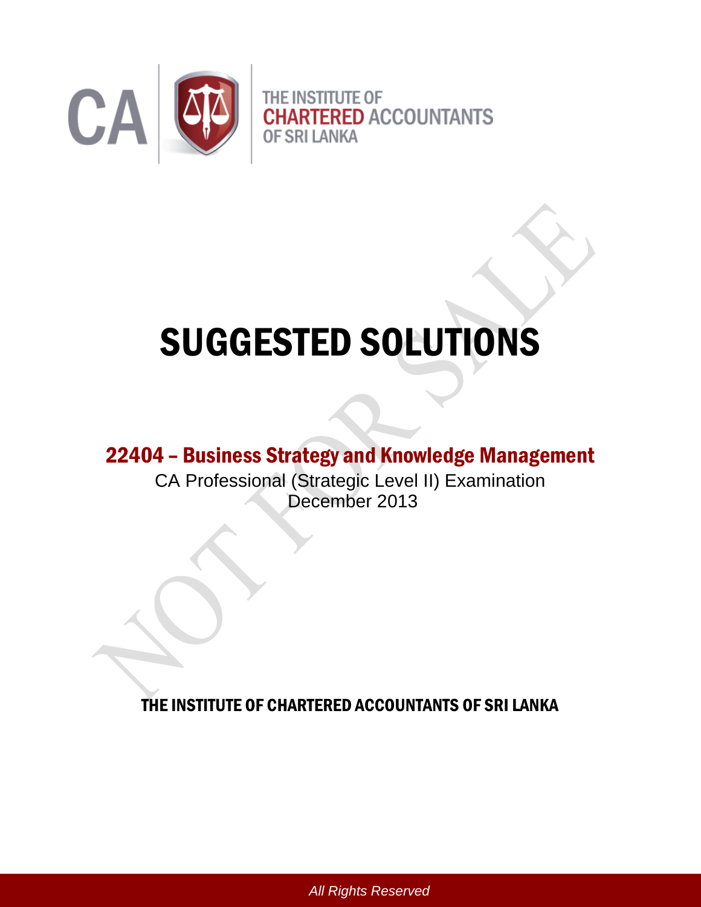THE INSTITUTE OF CHARTERED ACCOUNTANTS OF SRI LANKA

# SUGGESTED SOLUTIONS

## 22404 – Business Strategy and Knowledge Management

CA Professional (Strategic Level II) Examination
December 2013

THE INSTITUTE OF CHARTERED ACCOUNTANTS OF SRI LANKA

*All Rights Reserved*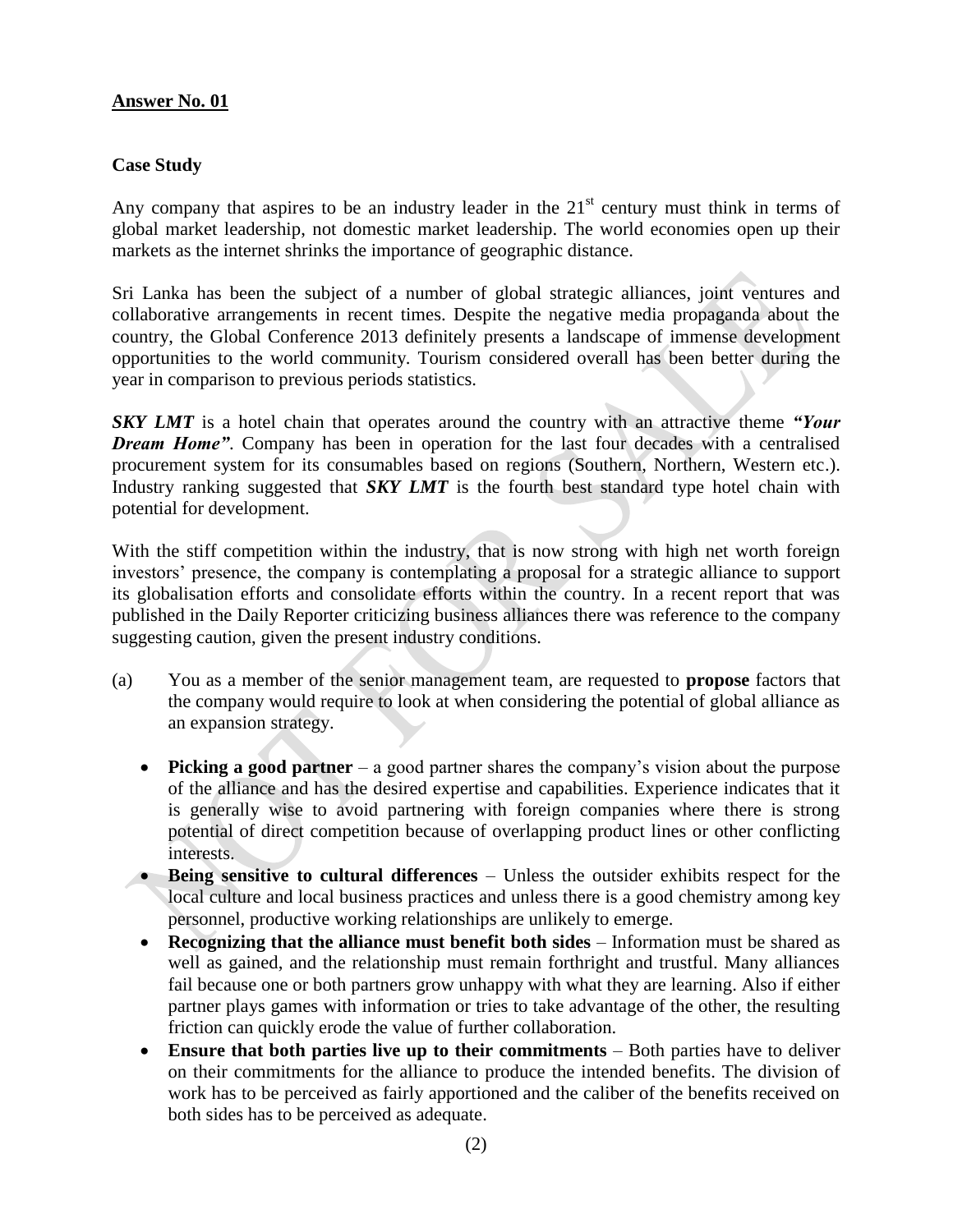**Answer No. 01**

**Case Study**

Any company that aspires to be an industry leader in the $21^{st}$ century must think in terms of global market leadership, not domestic market leadership. The world economies open up their markets as the internet shrinks the importance of geographic distance.

Sri Lanka has been the subject of a number of global strategic alliances, joint ventures and collaborative arrangements in recent times. Despite the negative media propaganda about the country, the Global Conference 2013 definitely presents a landscape of immense development opportunities to the world community. Tourism considered overall has been better during the year in comparison to previous periods statistics.

***SKY LMT*** is a hotel chain that operates around the country with an attractive theme ***"Your Dream Home"***. Company has been in operation for the last four decades with a centralised procurement system for its consumables based on regions (Southern, Northern, Western etc.). Industry ranking suggested that ***SKY LMT*** is the fourth best standard type hotel chain with potential for development.

With the stiff competition within the industry, that is now strong with high net worth foreign investors' presence, the company is contemplating a proposal for a strategic alliance to support its globalisation efforts and consolidate efforts within the country. In a recent report that was published in the Daily Reporter criticizing business alliances there was reference to the company suggesting caution, given the present industry conditions.

(a) You as a member of the senior management team, are requested to **propose** factors that the company would require to look at when considering the potential of global alliance as an expansion strategy.

- **Picking a good partner** – a good partner shares the company's vision about the purpose of the alliance and has the desired expertise and capabilities. Experience indicates that it is generally wise to avoid partnering with foreign companies where there is strong potential of direct competition because of overlapping product lines or other conflicting interests.
- **Being sensitive to cultural differences** – Unless the outsider exhibits respect for the local culture and local business practices and unless there is a good chemistry among key personnel, productive working relationships are unlikely to emerge.
- **Recognizing that the alliance must benefit both sides** – Information must be shared as well as gained, and the relationship must remain forthright and trustful. Many alliances fail because one or both partners grow unhappy with what they are learning. Also if either partner plays games with information or tries to take advantage of the other, the resulting friction can quickly erode the value of further collaboration.
- **Ensure that both parties live up to their commitments** – Both parties have to deliver on their commitments for the alliance to produce the intended benefits. The division of work has to be perceived as fairly apportioned and the caliber of the benefits received on both sides has to be perceived as adequate.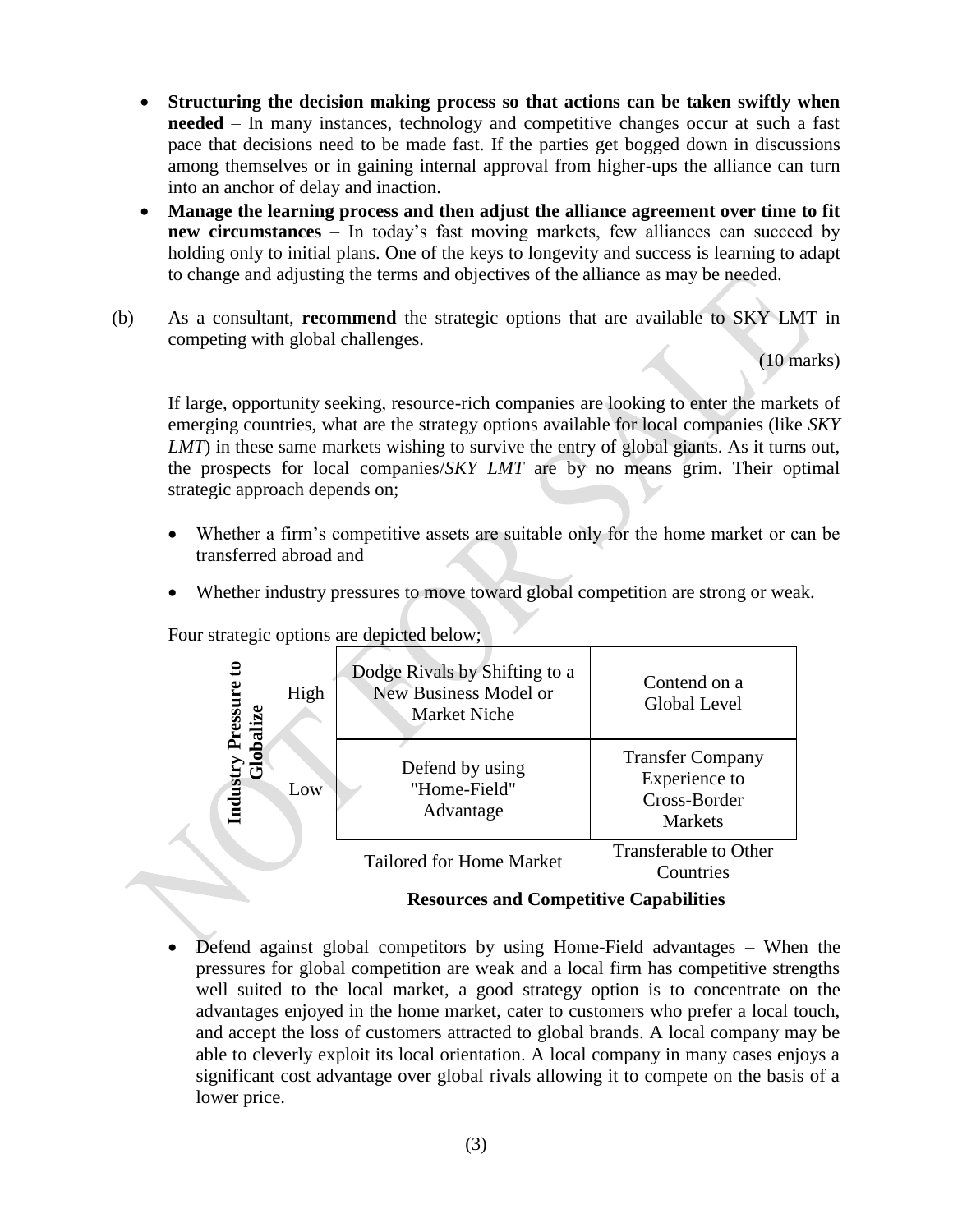- **Structuring the decision making process so that actions can be taken swiftly when needed** – In many instances, technology and competitive changes occur at such a fast pace that decisions need to be made fast. If the parties get bogged down in discussions among themselves or in gaining internal approval from higher-ups the alliance can turn into an anchor of delay and inaction.
- **Manage the learning process and then adjust the alliance agreement over time to fit new circumstances** – In today's fast moving markets, few alliances can succeed by holding only to initial plans. One of the keys to longevity and success is learning to adapt to change and adjusting the terms and objectives of the alliance as may be needed.

(b) As a consultant, **recommend** the strategic options that are available to SKY LMT in competing with global challenges.

(10 marks)

If large, opportunity seeking, resource-rich companies are looking to enter the markets of emerging countries, what are the strategy options available for local companies (like *SKY LMT*) in these same markets wishing to survive the entry of global giants. As it turns out, the prospects for local companies/*SKY LMT* are by no means grim. Their optimal strategic approach depends on;

- Whether a firm's competitive assets are suitable only for the home market or can be transferred abroad and
- Whether industry pressures to move toward global competition are strong or weak.

Four strategic options are depicted below;

| Industry Pressure to Globalize | Tailored for Home Market | Transferable to Other Countries |
|---|---|---|
| High | Dodge Rivals by Shifting to a New Business Model or Market Niche | Contend on a Global Level |
| Low | Defend by using "Home-Field" Advantage | Transfer Company Experience to Cross-Border Markets |

**Resources and Competitive Capabilities**

- Defend against global competitors by using Home-Field advantages – When the pressures for global competition are weak and a local firm has competitive strengths well suited to the local market, a good strategy option is to concentrate on the advantages enjoyed in the home market, cater to customers who prefer a local touch, and accept the loss of customers attracted to global brands. A local company may be able to cleverly exploit its local orientation. A local company in many cases enjoys a significant cost advantage over global rivals allowing it to compete on the basis of a lower price.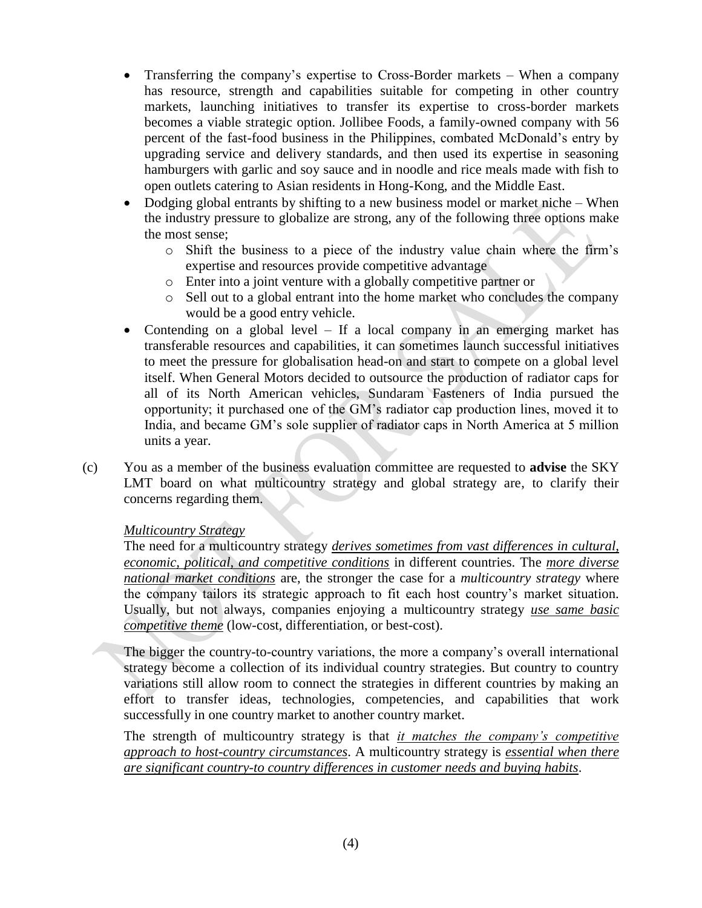- Transferring the company's expertise to Cross-Border markets – When a company has resource, strength and capabilities suitable for competing in other country markets, launching initiatives to transfer its expertise to cross-border markets becomes a viable strategic option. Jollibee Foods, a family-owned company with 56 percent of the fast-food business in the Philippines, combated McDonald's entry by upgrading service and delivery standards, and then used its expertise in seasoning hamburgers with garlic and soy sauce and in noodle and rice meals made with fish to open outlets catering to Asian residents in Hong-Kong, and the Middle East.
- Dodging global entrants by shifting to a new business model or market niche – When the industry pressure to globalize are strong, any of the following three options make the most sense;
    - Shift the business to a piece of the industry value chain where the firm's expertise and resources provide competitive advantage
    - Enter into a joint venture with a globally competitive partner or
    - Sell out to a global entrant into the home market who concludes the company would be a good entry vehicle.
- Contending on a global level – If a local company in an emerging market has transferable resources and capabilities, it can sometimes launch successful initiatives to meet the pressure for globalisation head-on and start to compete on a global level itself. When General Motors decided to outsource the production of radiator caps for all of its North American vehicles, Sundaram Fasteners of India pursued the opportunity; it purchased one of the GM's radiator cap production lines, moved it to India, and became GM's sole supplier of radiator caps in North America at 5 million units a year.

(c) You as a member of the business evaluation committee are requested to **advise** the SKY LMT board on what multicountry strategy and global strategy are, to clarify their concerns regarding them.

*Multicountry Strategy*

The need for a multicountry strategy *derives sometimes from vast differences in cultural, economic, political, and competitive conditions* in different countries. The *more diverse national market conditions* are, the stronger the case for a *multicountry strategy* where the company tailors its strategic approach to fit each host country's market situation. Usually, but not always, companies enjoying a multicountry strategy *use same basic competitive theme* (low-cost, differentiation, or best-cost).

The bigger the country-to-country variations, the more a company's overall international strategy become a collection of its individual country strategies. But country to country variations still allow room to connect the strategies in different countries by making an effort to transfer ideas, technologies, competencies, and capabilities that work successfully in one country market to another country market.

The strength of multicountry strategy is that *it matches the company's competitive approach to host-country circumstances*. A multicountry strategy is *essential when there are significant country-to country differences in customer needs and buying habits*.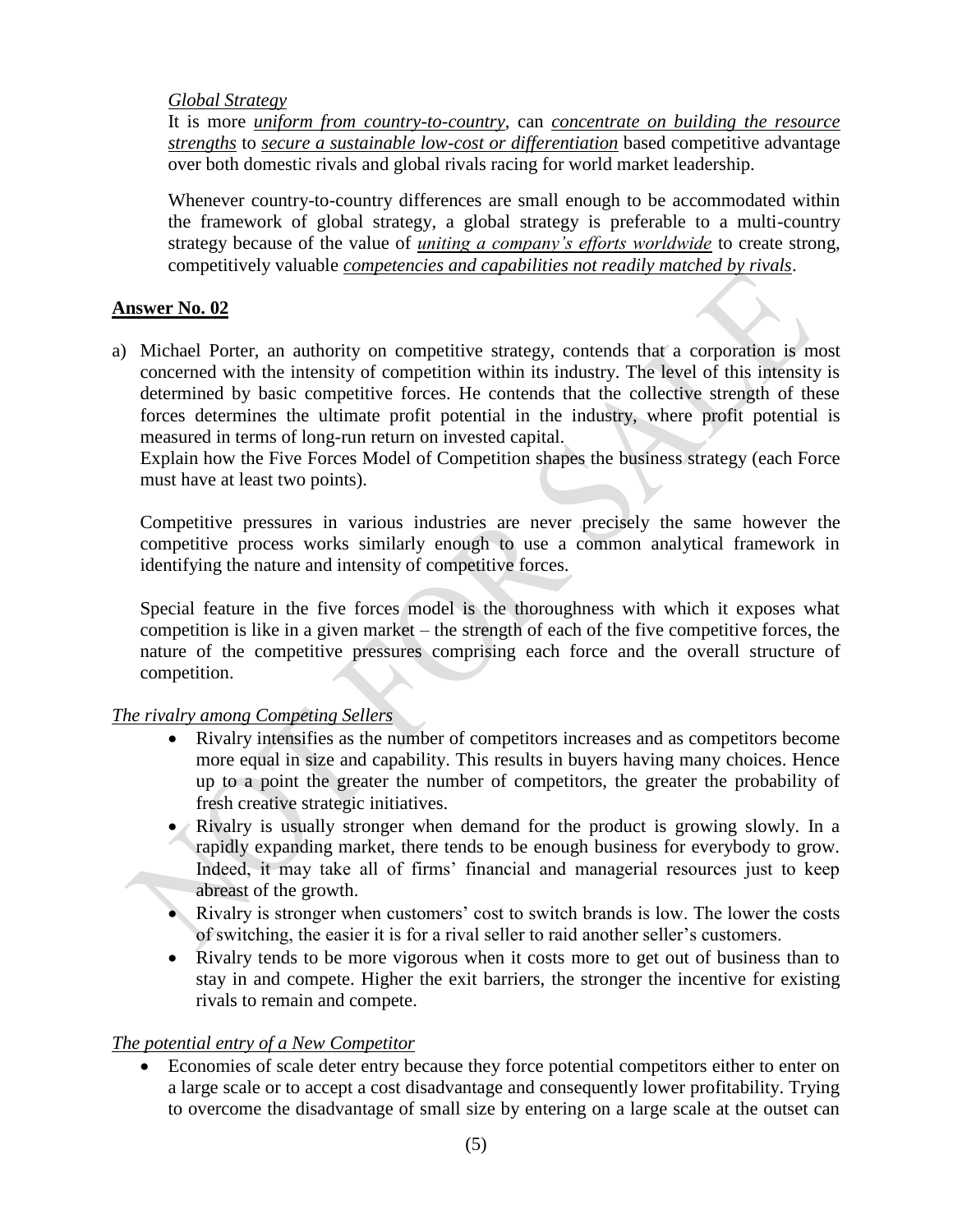*Global Strategy*

It is more ***uniform from country-to-country***, can ***concentrate on building the resource strengths*** to ***secure a sustainable low-cost or differentiation*** based competitive advantage over both domestic rivals and global rivals racing for world market leadership.

Whenever country-to-country differences are small enough to be accommodated within the framework of global strategy, a global strategy is preferable to a multi-country strategy because of the value of ***uniting a company's efforts worldwide*** to create strong, competitively valuable ***competencies and capabilities not readily matched by rivals***.

## Answer No. 02

a) Michael Porter, an authority on competitive strategy, contends that a corporation is most concerned with the intensity of competition within its industry. The level of this intensity is determined by basic competitive forces. He contends that the collective strength of these forces determines the ultimate profit potential in the industry, where profit potential is measured in terms of long-run return on invested capital.
Explain how the Five Forces Model of Competition shapes the business strategy (each Force must have at least two points).

Competitive pressures in various industries are never precisely the same however the competitive process works similarly enough to use a common analytical framework in identifying the nature and intensity of competitive forces.

Special feature in the five forces model is the thoroughness with which it exposes what competition is like in a given market – the strength of each of the five competitive forces, the nature of the competitive pressures comprising each force and the overall structure of competition.

*The rivalry among Competing Sellers*

- Rivalry intensifies as the number of competitors increases and as competitors become more equal in size and capability. This results in buyers having many choices. Hence up to a point the greater the number of competitors, the greater the probability of fresh creative strategic initiatives.
- Rivalry is usually stronger when demand for the product is growing slowly. In a rapidly expanding market, there tends to be enough business for everybody to grow. Indeed, it may take all of firms' financial and managerial resources just to keep abreast of the growth.
- Rivalry is stronger when customers' cost to switch brands is low. The lower the costs of switching, the easier it is for a rival seller to raid another seller's customers.
- Rivalry tends to be more vigorous when it costs more to get out of business than to stay in and compete. Higher the exit barriers, the stronger the incentive for existing rivals to remain and compete.

*The potential entry of a New Competitor*

- Economies of scale deter entry because they force potential competitors either to enter on a large scale or to accept a cost disadvantage and consequently lower profitability. Trying to overcome the disadvantage of small size by entering on a large scale at the outset can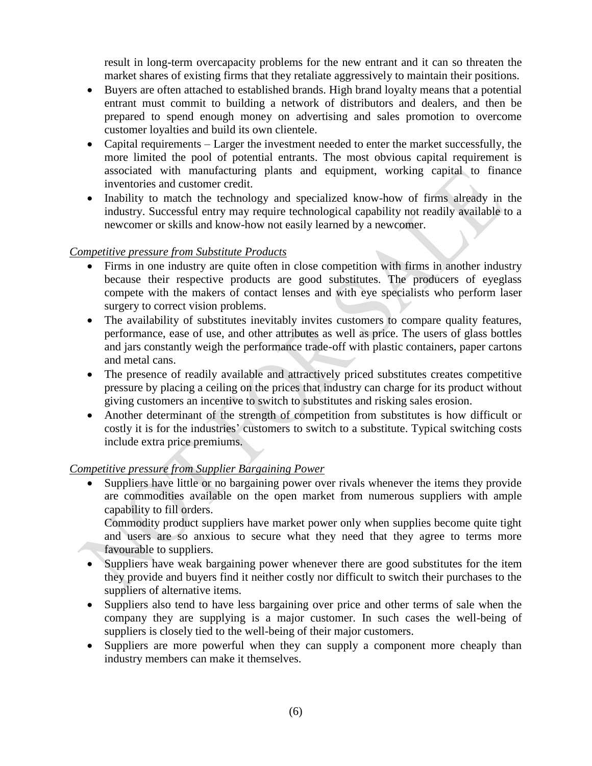result in long-term overcapacity problems for the new entrant and it can so threaten the market shares of existing firms that they retaliate aggressively to maintain their positions.

- Buyers are often attached to established brands. High brand loyalty means that a potential entrant must commit to building a network of distributors and dealers, and then be prepared to spend enough money on advertising and sales promotion to overcome customer loyalties and build its own clientele.
- Capital requirements – Larger the investment needed to enter the market successfully, the more limited the pool of potential entrants. The most obvious capital requirement is associated with manufacturing plants and equipment, working capital to finance inventories and customer credit.
- Inability to match the technology and specialized know-how of firms already in the industry. Successful entry may require technological capability not readily available to a newcomer or skills and know-how not easily learned by a newcomer.

*Competitive pressure from Substitute Products*

- Firms in one industry are quite often in close competition with firms in another industry because their respective products are good substitutes. The producers of eyeglass compete with the makers of contact lenses and with eye specialists who perform laser surgery to correct vision problems.
- The availability of substitutes inevitably invites customers to compare quality features, performance, ease of use, and other attributes as well as price. The users of glass bottles and jars constantly weigh the performance trade-off with plastic containers, paper cartons and metal cans.
- The presence of readily available and attractively priced substitutes creates competitive pressure by placing a ceiling on the prices that industry can charge for its product without giving customers an incentive to switch to substitutes and risking sales erosion.
- Another determinant of the strength of competition from substitutes is how difficult or costly it is for the industries' customers to switch to a substitute. Typical switching costs include extra price premiums.

*Competitive pressure from Supplier Bargaining Power*

- Suppliers have little or no bargaining power over rivals whenever the items they provide are commodities available on the open market from numerous suppliers with ample capability to fill orders.

  Commodity product suppliers have market power only when supplies become quite tight and users are so anxious to secure what they need that they agree to terms more favourable to suppliers.
- Suppliers have weak bargaining power whenever there are good substitutes for the item they provide and buyers find it neither costly nor difficult to switch their purchases to the suppliers of alternative items.
- Suppliers also tend to have less bargaining over price and other terms of sale when the company they are supplying is a major customer. In such cases the well-being of suppliers is closely tied to the well-being of their major customers.
- Suppliers are more powerful when they can supply a component more cheaply than industry members can make it themselves.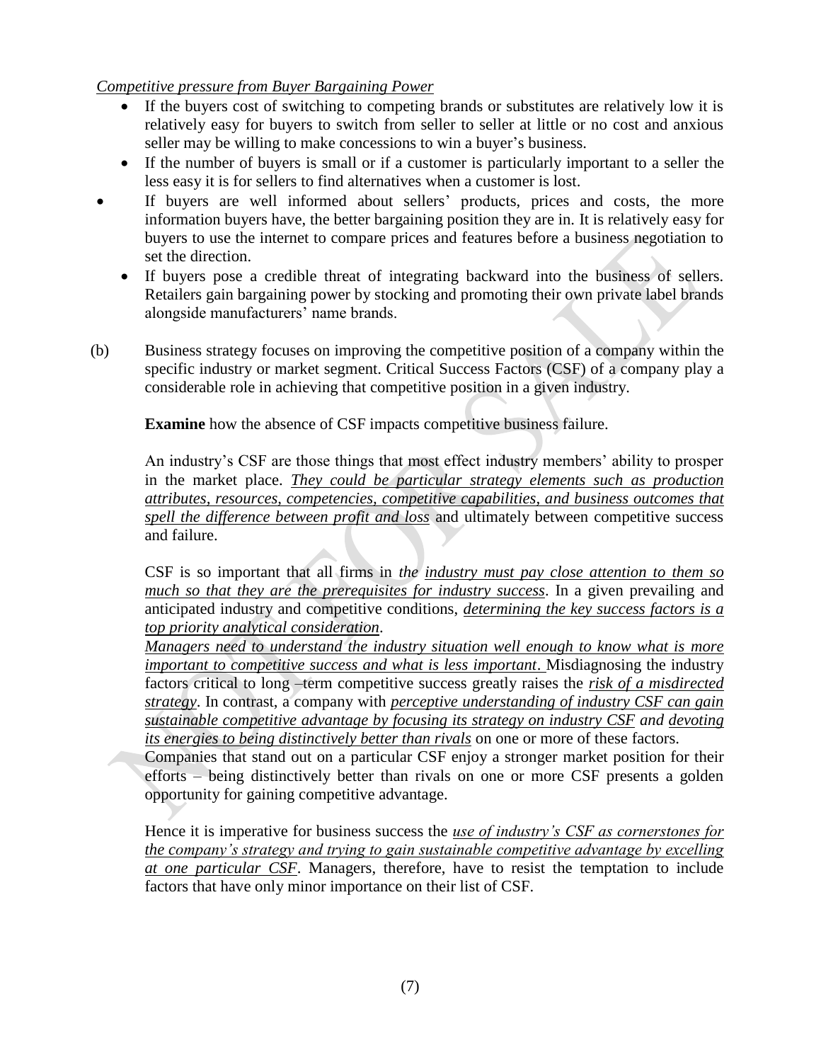*Competitive pressure from Buyer Bargaining Power*

- If the buyers cost of switching to competing brands or substitutes are relatively low it is relatively easy for buyers to switch from seller to seller at little or no cost and anxious seller may be willing to make concessions to win a buyer's business.
- If the number of buyers is small or if a customer is particularly important to a seller the less easy it is for sellers to find alternatives when a customer is lost.
- If buyers are well informed about sellers' products, prices and costs, the more information buyers have, the better bargaining position they are in. It is relatively easy for buyers to use the internet to compare prices and features before a business negotiation to set the direction.
- If buyers pose a credible threat of integrating backward into the business of sellers. Retailers gain bargaining power by stocking and promoting their own private label brands alongside manufacturers' name brands.

(b) Business strategy focuses on improving the competitive position of a company within the specific industry or market segment. Critical Success Factors (CSF) of a company play a considerable role in achieving that competitive position in a given industry.

**Examine** how the absence of CSF impacts competitive business failure.

An industry's CSF are those things that most effect industry members' ability to prosper in the market place. *They could be particular strategy elements such as production attributes, resources, competencies, competitive capabilities, and business outcomes that spell the difference between profit and loss* and ultimately between competitive success and failure.

CSF is so important that all firms in *the industry must pay close attention to them so much so that they are the prerequisites for industry success*. In a given prevailing and anticipated industry and competitive conditions, *determining the key success factors is a top priority analytical consideration*.

*Managers need to understand the industry situation well enough to know what is more important to competitive success and what is less important*. Misdiagnosing the industry factors critical to long –term competitive success greatly raises the *risk of a misdirected strategy*. In contrast, a company with *perceptive understanding of industry CSF can gain sustainable competitive advantage by focusing its strategy on industry CSF and devoting its energies to being distinctively better than rivals* on one or more of these factors.

Companies that stand out on a particular CSF enjoy a stronger market position for their efforts – being distinctively better than rivals on one or more CSF presents a golden opportunity for gaining competitive advantage.

Hence it is imperative for business success the *use of industry's CSF as cornerstones for the company's strategy and trying to gain sustainable competitive advantage by excelling at one particular CSF*. Managers, therefore, have to resist the temptation to include factors that have only minor importance on their list of CSF.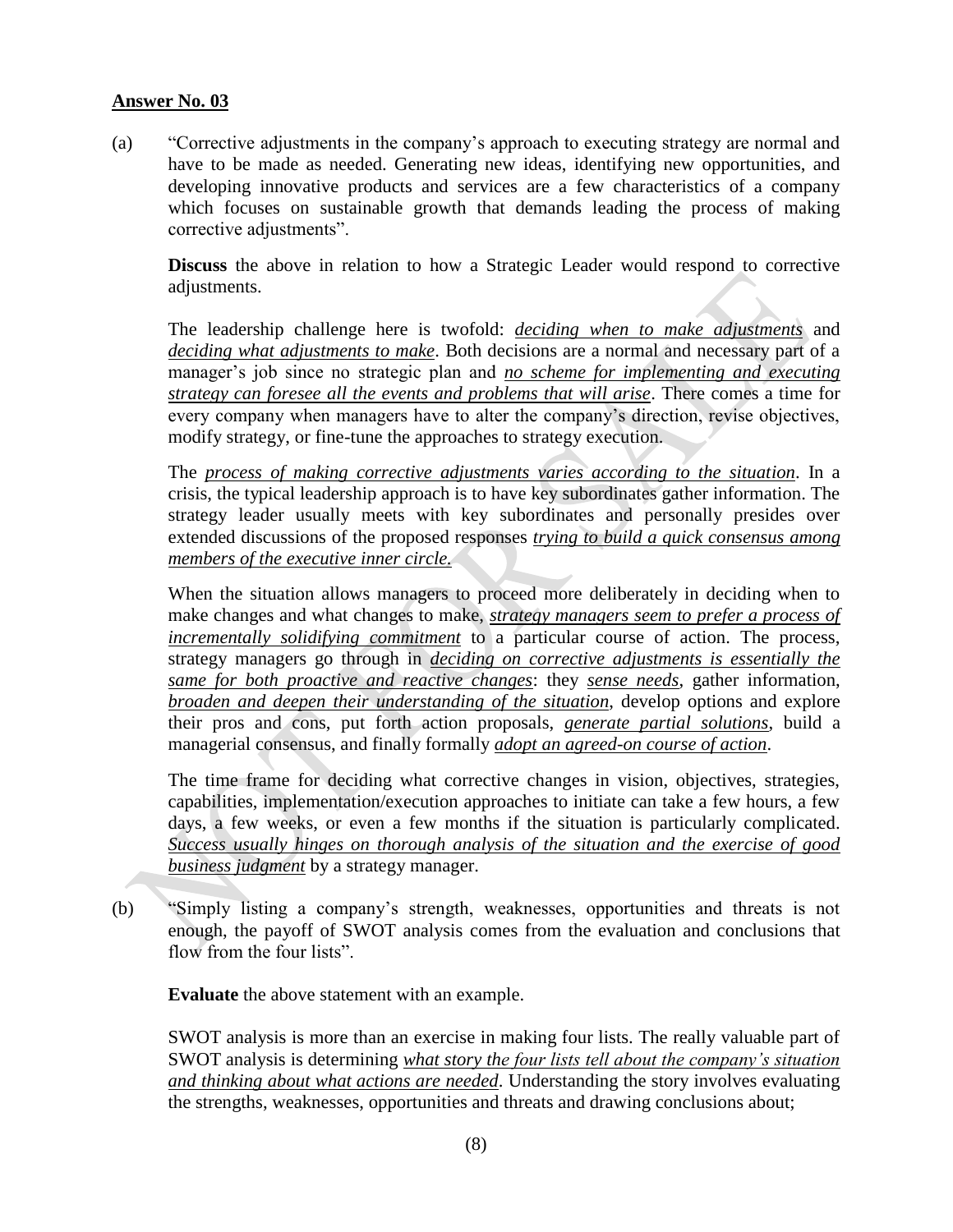**Answer No. 03**

(a) "Corrective adjustments in the company's approach to executing strategy are normal and have to be made as needed. Generating new ideas, identifying new opportunities, and developing innovative products and services are a few characteristics of a company which focuses on sustainable growth that demands leading the process of making corrective adjustments".

**Discuss** the above in relation to how a Strategic Leader would respond to corrective adjustments.

The leadership challenge here is twofold: *deciding when to make adjustments* and *deciding what adjustments to make*. Both decisions are a normal and necessary part of a manager's job since no strategic plan and *no scheme for implementing and executing strategy can foresee all the events and problems that will arise*. There comes a time for every company when managers have to alter the company's direction, revise objectives, modify strategy, or fine-tune the approaches to strategy execution.

The *process of making corrective adjustments varies according to the situation*. In a crisis, the typical leadership approach is to have key subordinates gather information. The strategy leader usually meets with key subordinates and personally presides over extended discussions of the proposed responses *trying to build a quick consensus among members of the executive inner circle.*

When the situation allows managers to proceed more deliberately in deciding when to make changes and what changes to make, *strategy managers seem to prefer a process of incrementally solidifying commitment* to a particular course of action. The process, strategy managers go through in *deciding on corrective adjustments is essentially the same for both proactive and reactive changes*: they *sense needs*, gather information, *broaden and deepen their understanding of the situation*, develop options and explore their pros and cons, put forth action proposals, *generate partial solutions*, build a managerial consensus, and finally formally *adopt an agreed-on course of action*.

The time frame for deciding what corrective changes in vision, objectives, strategies, capabilities, implementation/execution approaches to initiate can take a few hours, a few days, a few weeks, or even a few months if the situation is particularly complicated. *Success usually hinges on thorough analysis of the situation and the exercise of good business judgment* by a strategy manager.

(b) "Simply listing a company's strength, weaknesses, opportunities and threats is not enough, the payoff of SWOT analysis comes from the evaluation and conclusions that flow from the four lists".

**Evaluate** the above statement with an example.

SWOT analysis is more than an exercise in making four lists. The really valuable part of SWOT analysis is determining *what story the four lists tell about the company's situation and thinking about what actions are needed*. Understanding the story involves evaluating the strengths, weaknesses, opportunities and threats and drawing conclusions about;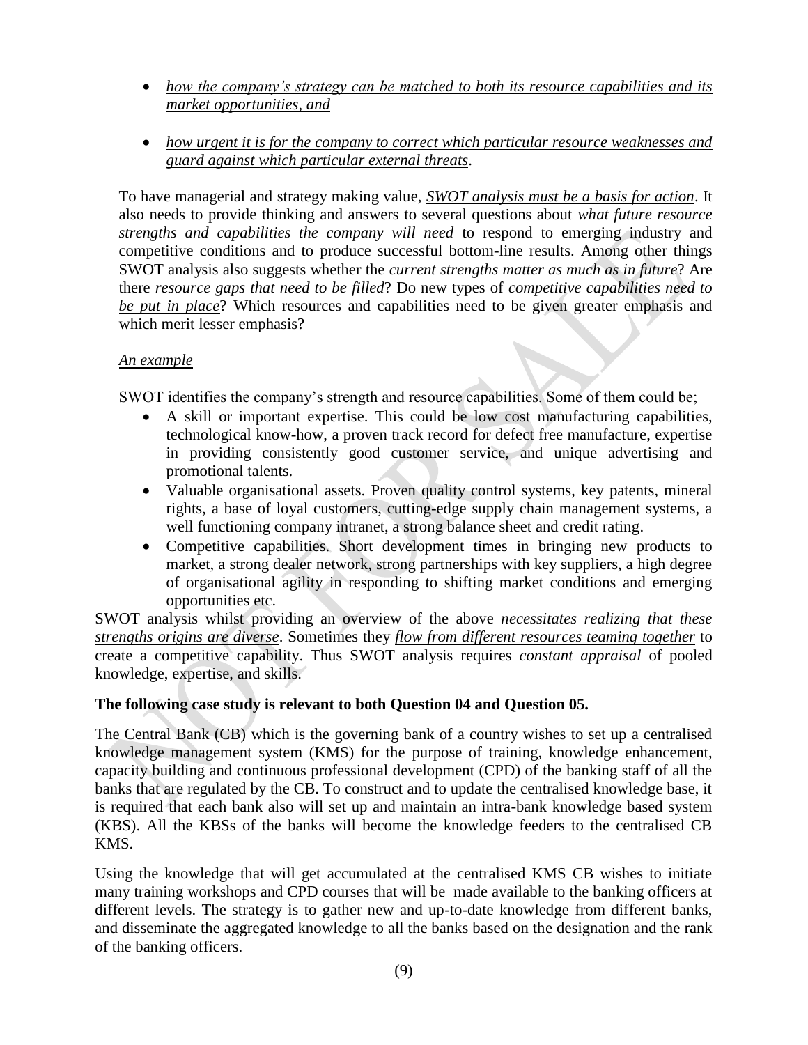- *how the company's strategy can be matched to both its resource capabilities and its market opportunities, and*

- *how urgent it is for the company to correct which particular resource weaknesses and guard against which particular external threats*.

To have managerial and strategy making value, *SWOT analysis must be a basis for action*. It also needs to provide thinking and answers to several questions about *what future resource strengths and capabilities the company will need* to respond to emerging industry and competitive conditions and to produce successful bottom-line results. Among other things SWOT analysis also suggests whether the *current strengths matter as much as in future*? Are there *resource gaps that need to be filled*? Do new types of *competitive capabilities need to be put in place*? Which resources and capabilities need to be given greater emphasis and which merit lesser emphasis?

*An example*

SWOT identifies the company's strength and resource capabilities. Some of them could be;

- A skill or important expertise. This could be low cost manufacturing capabilities, technological know-how, a proven track record for defect free manufacture, expertise in providing consistently good customer service, and unique advertising and promotional talents.
- Valuable organisational assets. Proven quality control systems, key patents, mineral rights, a base of loyal customers, cutting-edge supply chain management systems, a well functioning company intranet, a strong balance sheet and credit rating.
- Competitive capabilities. Short development times in bringing new products to market, a strong dealer network, strong partnerships with key suppliers, a high degree of organisational agility in responding to shifting market conditions and emerging opportunities etc.

SWOT analysis whilst providing an overview of the above *necessitates realizing that these strengths origins are diverse*. Sometimes they *flow from different resources teaming together* to create a competitive capability. Thus SWOT analysis requires *constant appraisal* of pooled knowledge, expertise, and skills.

**The following case study is relevant to both Question 04 and Question 05.**

The Central Bank (CB) which is the governing bank of a country wishes to set up a centralised knowledge management system (KMS) for the purpose of training, knowledge enhancement, capacity building and continuous professional development (CPD) of the banking staff of all the banks that are regulated by the CB. To construct and to update the centralised knowledge base, it is required that each bank also will set up and maintain an intra-bank knowledge based system (KBS). All the KBSs of the banks will become the knowledge feeders to the centralised CB KMS.

Using the knowledge that will get accumulated at the centralised KMS CB wishes to initiate many training workshops and CPD courses that will be made available to the banking officers at different levels. The strategy is to gather new and up-to-date knowledge from different banks, and disseminate the aggregated knowledge to all the banks based on the designation and the rank of the banking officers.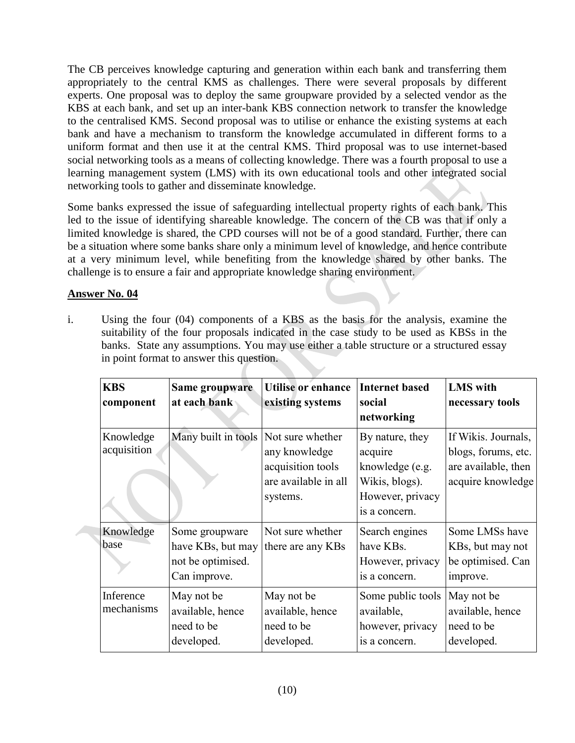The CB perceives knowledge capturing and generation within each bank and transferring them appropriately to the central KMS as challenges. There were several proposals by different experts. One proposal was to deploy the same groupware provided by a selected vendor as the KBS at each bank, and set up an inter-bank KBS connection network to transfer the knowledge to the centralised KMS. Second proposal was to utilise or enhance the existing systems at each bank and have a mechanism to transform the knowledge accumulated in different forms to a uniform format and then use it at the central KMS. Third proposal was to use internet-based social networking tools as a means of collecting knowledge. There was a fourth proposal to use a learning management system (LMS) with its own educational tools and other integrated social networking tools to gather and disseminate knowledge.

Some banks expressed the issue of safeguarding intellectual property rights of each bank. This led to the issue of identifying shareable knowledge. The concern of the CB was that if only a limited knowledge is shared, the CPD courses will not be of a good standard. Further, there can be a situation where some banks share only a minimum level of knowledge, and hence contribute at a very minimum level, while benefiting from the knowledge shared by other banks. The challenge is to ensure a fair and appropriate knowledge sharing environment.

**Answer No. 04**

i. Using the four (04) components of a KBS as the basis for the analysis, examine the suitability of the four proposals indicated in the case study to be used as KBSs in the banks. State any assumptions. You may use either a table structure or a structured essay in point format to answer this question.

| **KBS component** | **Same groupware at each bank** | **Utilise or enhance existing systems** | **Internet based social networking** | **LMS with necessary tools** |
|---|---|---|---|---|
| Knowledge acquisition | Many built in tools | Not sure whether any knowledge acquisition tools are available in all systems. | By nature, they acquire knowledge (e.g. Wikis, blogs). However, privacy is a concern. | If Wikis. Journals, blogs, forums, etc. are available, then acquire knowledge |
| Knowledge base | Some groupware have KBs, but may not be optimised. Can improve. | Not sure whether there are any KBs | Search engines have KBs. However, privacy is a concern. | Some LMSs have KBs, but may not be optimised. Can improve. |
| Inference mechanisms | May not be available, hence need to be developed. | May not be available, hence need to be developed. | Some public tools available, however, privacy is a concern. | May not be available, hence need to be developed. |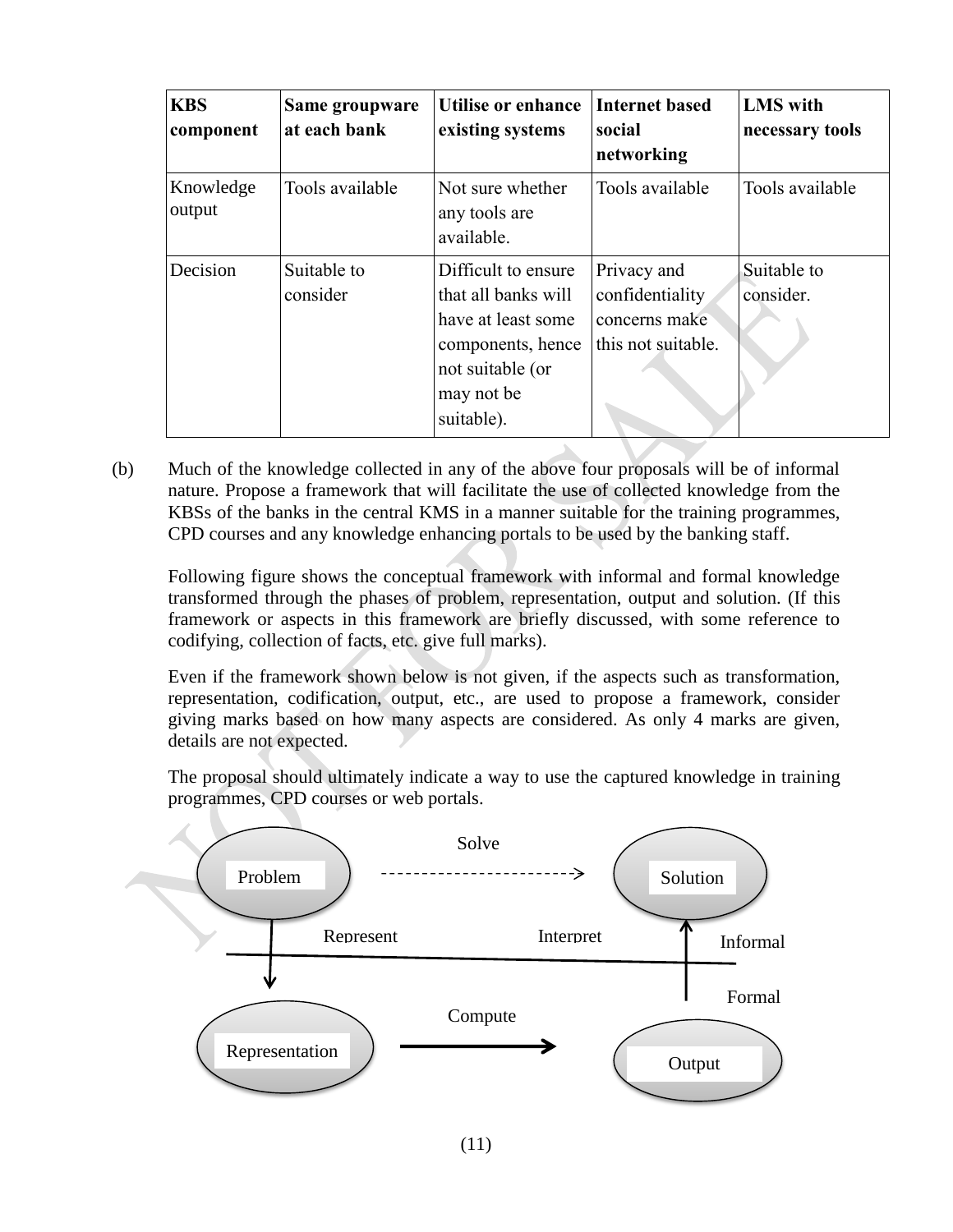| KBS component | Same groupware at each bank | Utilise or enhance existing systems | Internet based social networking | LMS with necessary tools |
|---|---|---|---|---|
| Knowledge output | Tools available | Not sure whether any tools are available. | Tools available | Tools available |
| Decision | Suitable to consider | Difficult to ensure that all banks will have at least some components, hence not suitable (or may not be suitable). | Privacy and confidentiality concerns make this not suitable. | Suitable to consider. |

(b) Much of the knowledge collected in any of the above four proposals will be of informal nature. Propose a framework that will facilitate the use of collected knowledge from the KBSs of the banks in the central KMS in a manner suitable for the training programmes, CPD courses and any knowledge enhancing portals to be used by the banking staff.

Following figure shows the conceptual framework with informal and formal knowledge transformed through the phases of problem, representation, output and solution. (If this framework or aspects in this framework are briefly discussed, with some reference to codifying, collection of facts, etc. give full marks).

Even if the framework shown below is not given, if the aspects such as transformation, representation, codification, output, etc., are used to propose a framework, consider giving marks based on how many aspects are considered. As only 4 marks are given, details are not expected.

The proposal should ultimately indicate a way to use the captured knowledge in training programmes, CPD courses or web portals.

Problem — Solve → Solution

Represent | Interpret | Informal

Formal

Representation — Compute → Output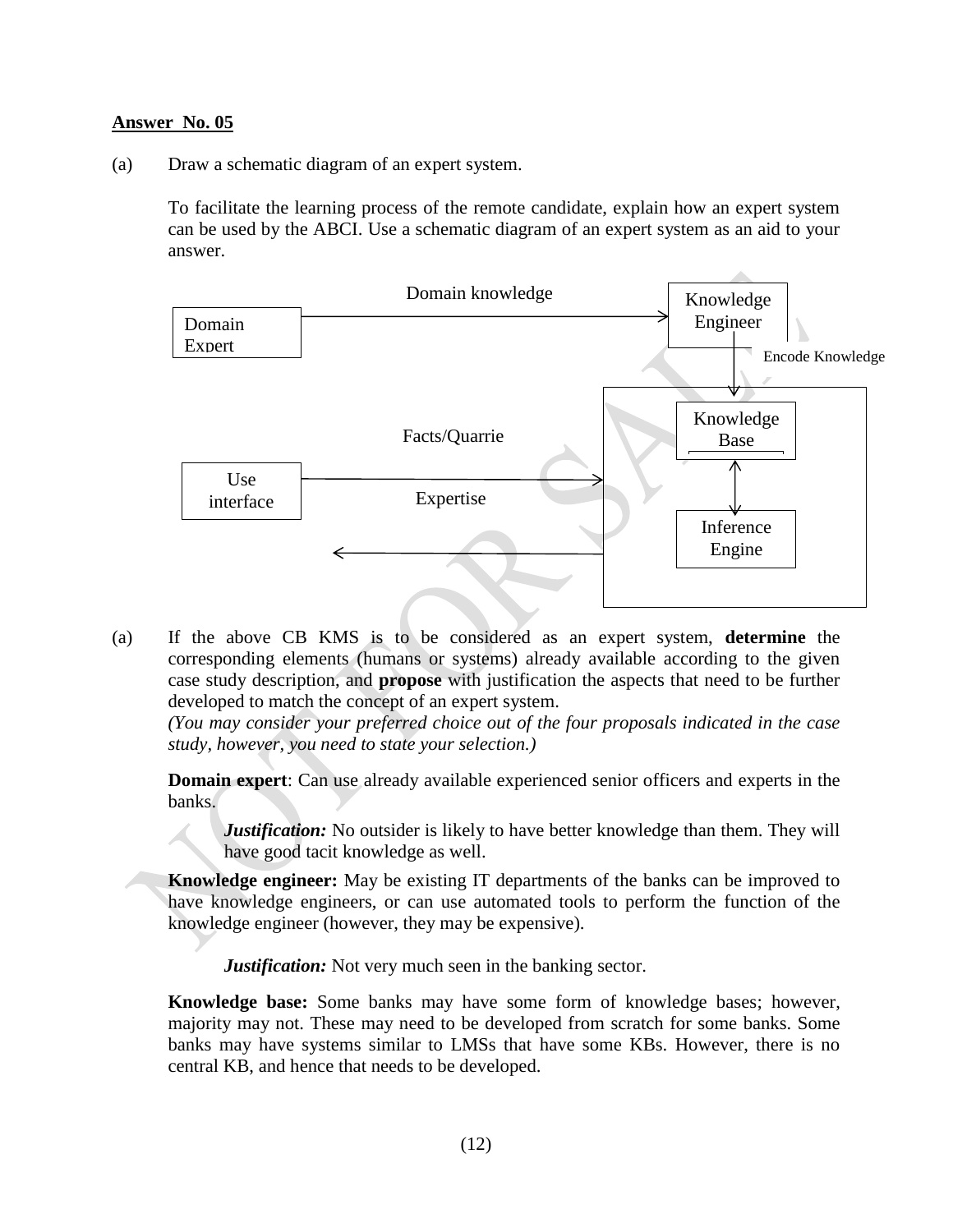**Answer No. 05**

(a) Draw a schematic diagram of an expert system.

To facilitate the learning process of the remote candidate, explain how an expert system can be used by the ABCI. Use a schematic diagram of an expert system as an aid to your answer.

Domain knowledge

Domain Expert

Knowledge Engineer

Encode Knowledge

Knowledge Base

Facts/Quarrie

Use interface

Expertise

Inference Engine

(a) If the above CB KMS is to be considered as an expert system, **determine** the corresponding elements (humans or systems) already available according to the given case study description, and **propose** with justification the aspects that need to be further developed to match the concept of an expert system.
*(You may consider your preferred choice out of the four proposals indicated in the case study, however, you need to state your selection.)*

**Domain expert**: Can use already available experienced senior officers and experts in the banks.

> ***Justification:*** No outsider is likely to have better knowledge than them. They will have good tacit knowledge as well.

**Knowledge engineer:** May be existing IT departments of the banks can be improved to have knowledge engineers, or can use automated tools to perform the function of the knowledge engineer (however, they may be expensive).

> ***Justification:*** Not very much seen in the banking sector.

**Knowledge base:** Some banks may have some form of knowledge bases; however, majority may not. These may need to be developed from scratch for some banks. Some banks may have systems similar to LMSs that have some KBs. However, there is no central KB, and hence that needs to be developed.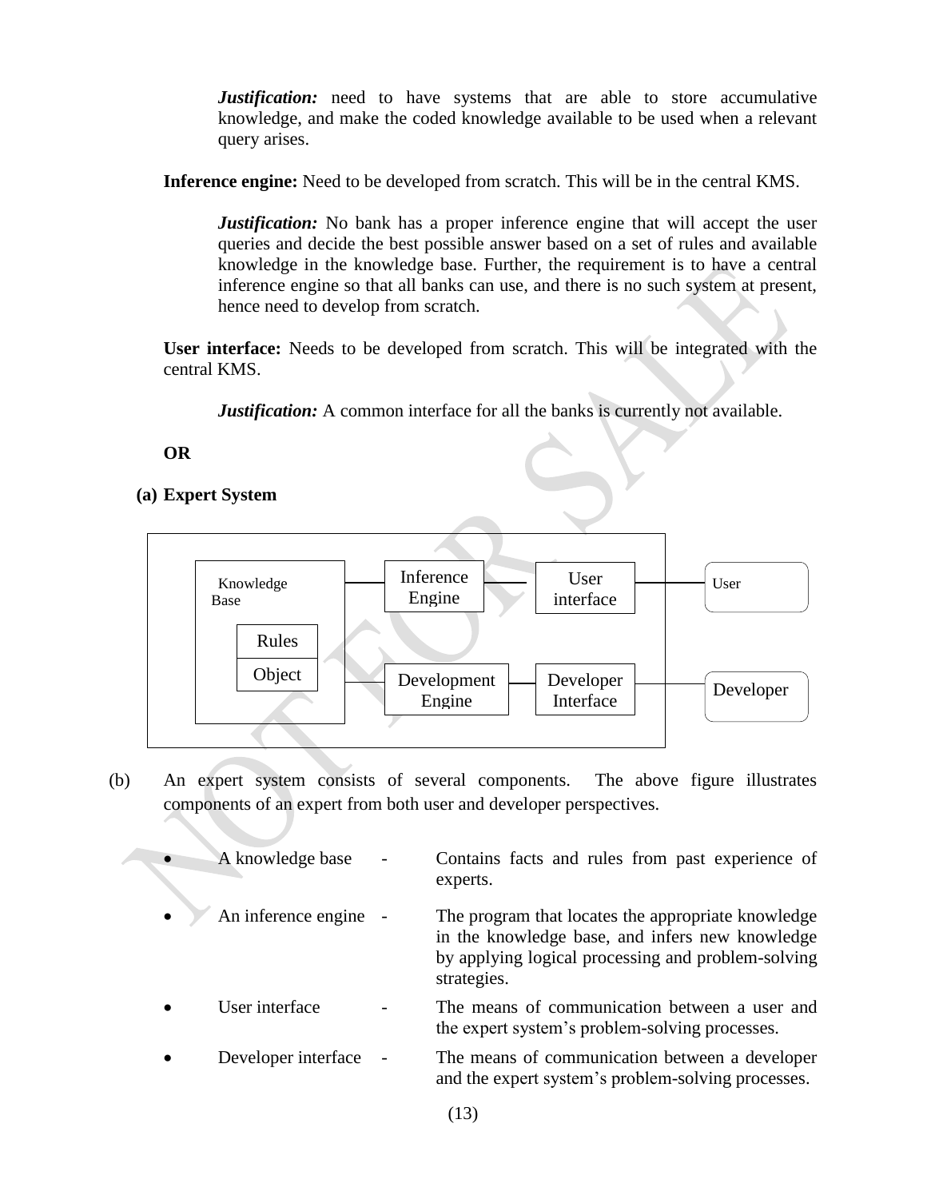*Justification:* need to have systems that are able to store accumulative knowledge, and make the coded knowledge available to be used when a relevant query arises.

**Inference engine:** Need to be developed from scratch. This will be in the central KMS.

*Justification:* No bank has a proper inference engine that will accept the user queries and decide the best possible answer based on a set of rules and available knowledge in the knowledge base. Further, the requirement is to have a central inference engine so that all banks can use, and there is no such system at present, hence need to develop from scratch.

**User interface:** Needs to be developed from scratch. This will be integrated with the central KMS.

*Justification:* A common interface for all the banks is currently not available.

**OR**

**(a) Expert System**

Knowledge Base — Rules, Object

Inference Engine — User interface — User

Development Engine — Developer Interface — Developer

(b) An expert system consists of several components. The above figure illustrates components of an expert from both user and developer perspectives.

- A knowledge base - Contains facts and rules from past experience of experts.
- An inference engine - The program that locates the appropriate knowledge in the knowledge base, and infers new knowledge by applying logical processing and problem-solving strategies.
- User interface - The means of communication between a user and the expert system's problem-solving processes.
- Developer interface - The means of communication between a developer and the expert system's problem-solving processes.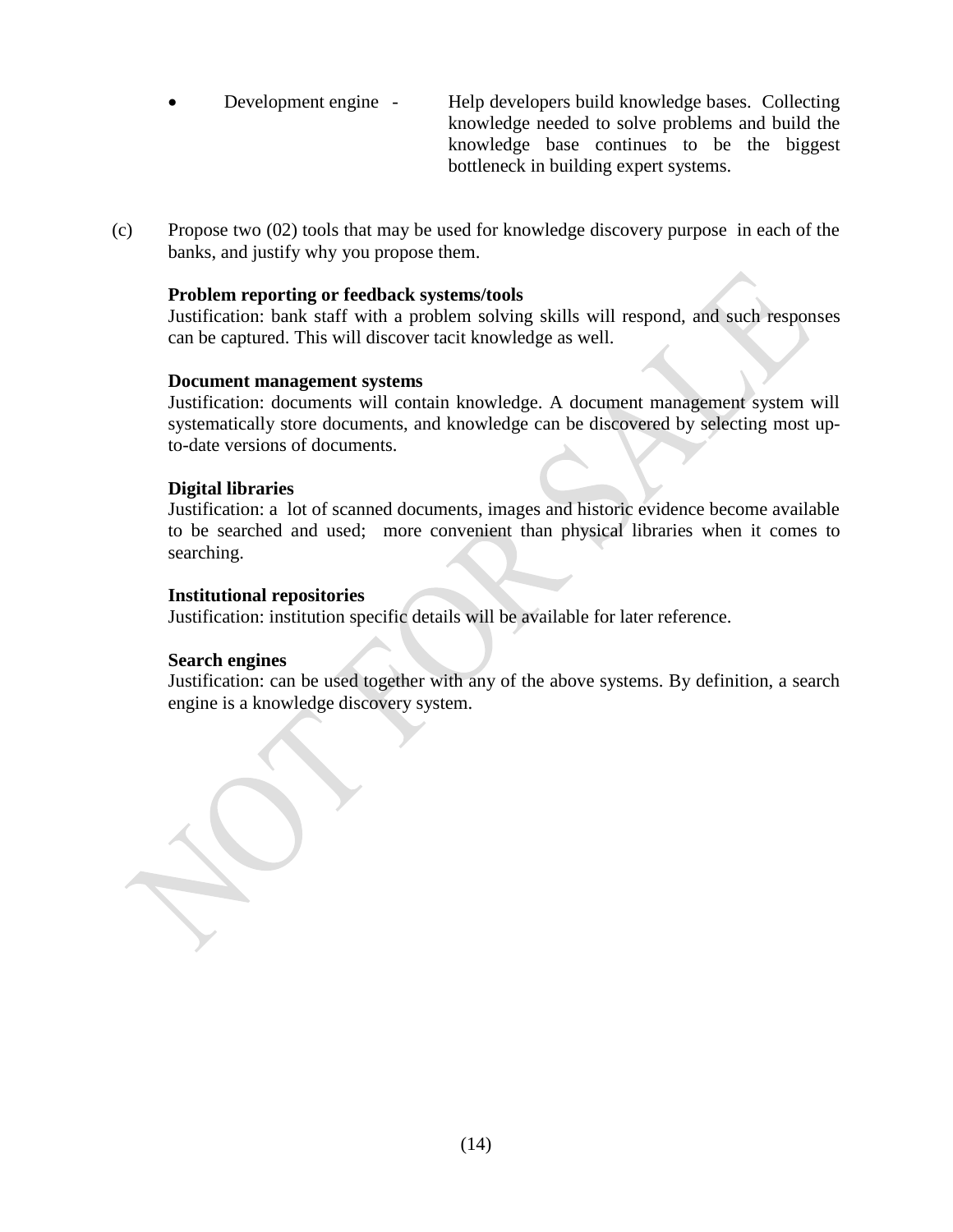- Development engine - Help developers build knowledge bases. Collecting knowledge needed to solve problems and build the knowledge base continues to be the biggest bottleneck in building expert systems.

(c) Propose two (02) tools that may be used for knowledge discovery purpose in each of the banks, and justify why you propose them.

**Problem reporting or feedback systems/tools**
Justification: bank staff with a problem solving skills will respond, and such responses can be captured. This will discover tacit knowledge as well.

**Document management systems**
Justification: documents will contain knowledge. A document management system will systematically store documents, and knowledge can be discovered by selecting most up-to-date versions of documents.

**Digital libraries**
Justification: a lot of scanned documents, images and historic evidence become available to be searched and used; more convenient than physical libraries when it comes to searching.

**Institutional repositories**
Justification: institution specific details will be available for later reference.

**Search engines**
Justification: can be used together with any of the above systems. By definition, a search engine is a knowledge discovery system.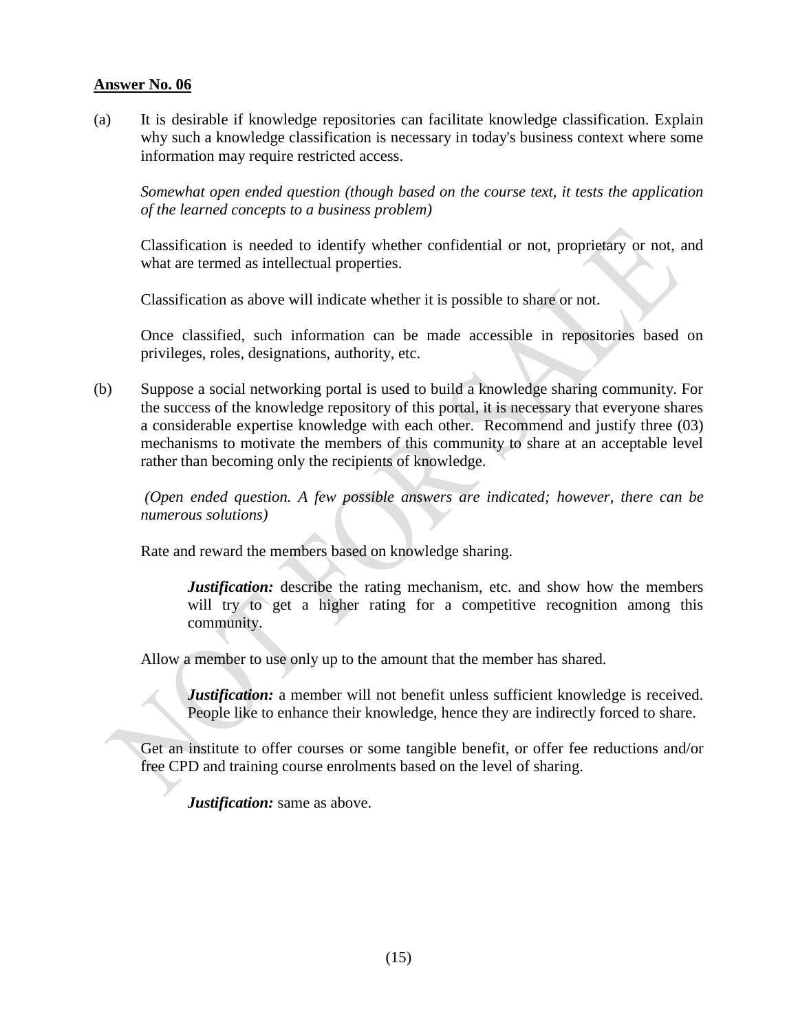**Answer No. 06**

(a) It is desirable if knowledge repositories can facilitate knowledge classification. Explain why such a knowledge classification is necessary in today's business context where some information may require restricted access.

*Somewhat open ended question (though based on the course text, it tests the application of the learned concepts to a business problem)*

Classification is needed to identify whether confidential or not, proprietary or not, and what are termed as intellectual properties.

Classification as above will indicate whether it is possible to share or not.

Once classified, such information can be made accessible in repositories based on privileges, roles, designations, authority, etc.

(b) Suppose a social networking portal is used to build a knowledge sharing community. For the success of the knowledge repository of this portal, it is necessary that everyone shares a considerable expertise knowledge with each other. Recommend and justify three (03) mechanisms to motivate the members of this community to share at an acceptable level rather than becoming only the recipients of knowledge.

*(Open ended question. A few possible answers are indicated; however, there can be numerous solutions)*

Rate and reward the members based on knowledge sharing.

> ***Justification:*** describe the rating mechanism, etc. and show how the members will try to get a higher rating for a competitive recognition among this community.

Allow a member to use only up to the amount that the member has shared.

> ***Justification:*** a member will not benefit unless sufficient knowledge is received. People like to enhance their knowledge, hence they are indirectly forced to share.

Get an institute to offer courses or some tangible benefit, or offer fee reductions and/or free CPD and training course enrolments based on the level of sharing.

> ***Justification:*** same as above.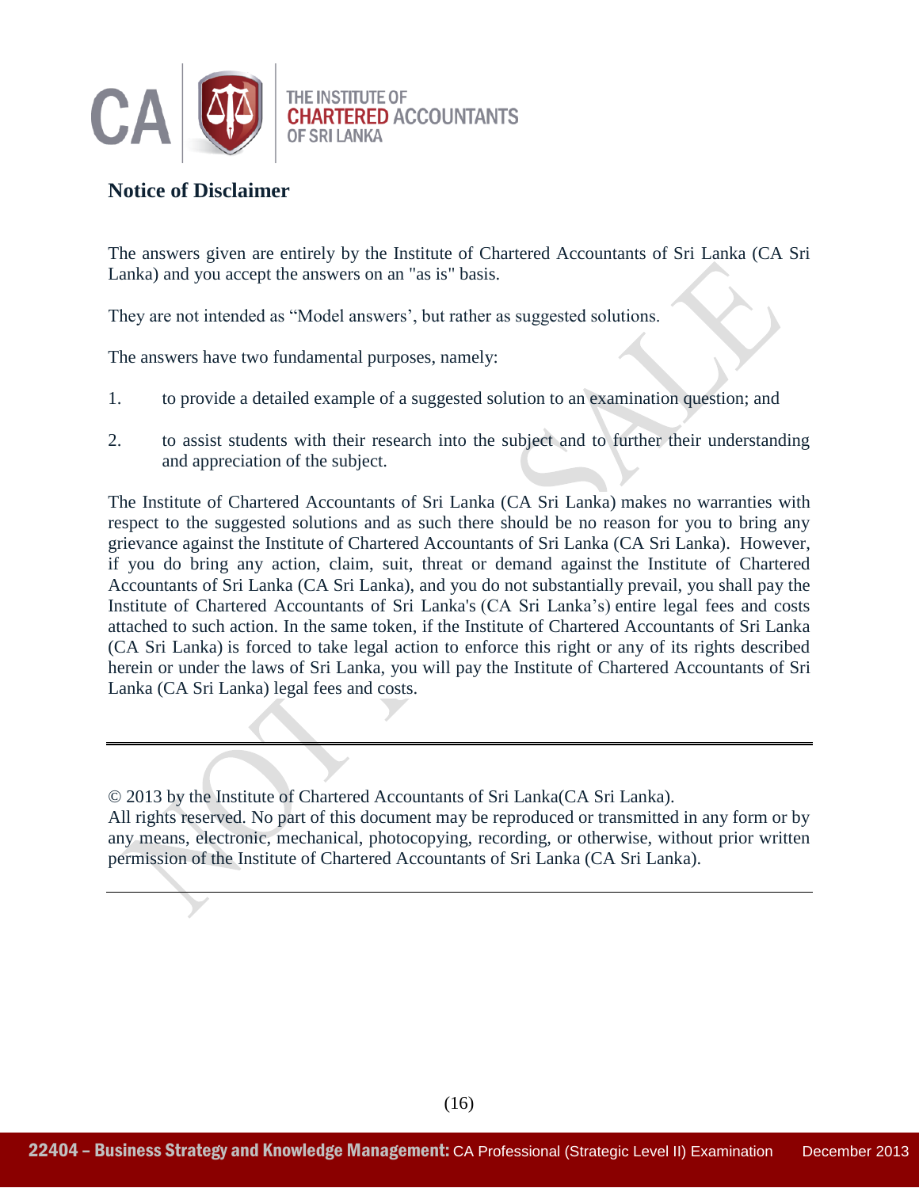THE INSTITUTE OF CHARTERED ACCOUNTANTS OF SRI LANKA

## Notice of Disclaimer

The answers given are entirely by the Institute of Chartered Accountants of Sri Lanka (CA Sri Lanka) and you accept the answers on an "as is" basis.

They are not intended as "Model answers', but rather as suggested solutions.

The answers have two fundamental purposes, namely:

1. to provide a detailed example of a suggested solution to an examination question; and
2. to assist students with their research into the subject and to further their understanding and appreciation of the subject.

The Institute of Chartered Accountants of Sri Lanka (CA Sri Lanka) makes no warranties with respect to the suggested solutions and as such there should be no reason for you to bring any grievance against the Institute of Chartered Accountants of Sri Lanka (CA Sri Lanka). However, if you do bring any action, claim, suit, threat or demand against the Institute of Chartered Accountants of Sri Lanka (CA Sri Lanka), and you do not substantially prevail, you shall pay the Institute of Chartered Accountants of Sri Lanka's (CA Sri Lanka's) entire legal fees and costs attached to such action. In the same token, if the Institute of Chartered Accountants of Sri Lanka (CA Sri Lanka) is forced to take legal action to enforce this right or any of its rights described herein or under the laws of Sri Lanka, you will pay the Institute of Chartered Accountants of Sri Lanka (CA Sri Lanka) legal fees and costs.

---

© 2013 by the Institute of Chartered Accountants of Sri Lanka(CA Sri Lanka).
All rights reserved. No part of this document may be reproduced or transmitted in any form or by any means, electronic, mechanical, photocopying, recording, or otherwise, without prior written permission of the Institute of Chartered Accountants of Sri Lanka (CA Sri Lanka).

---